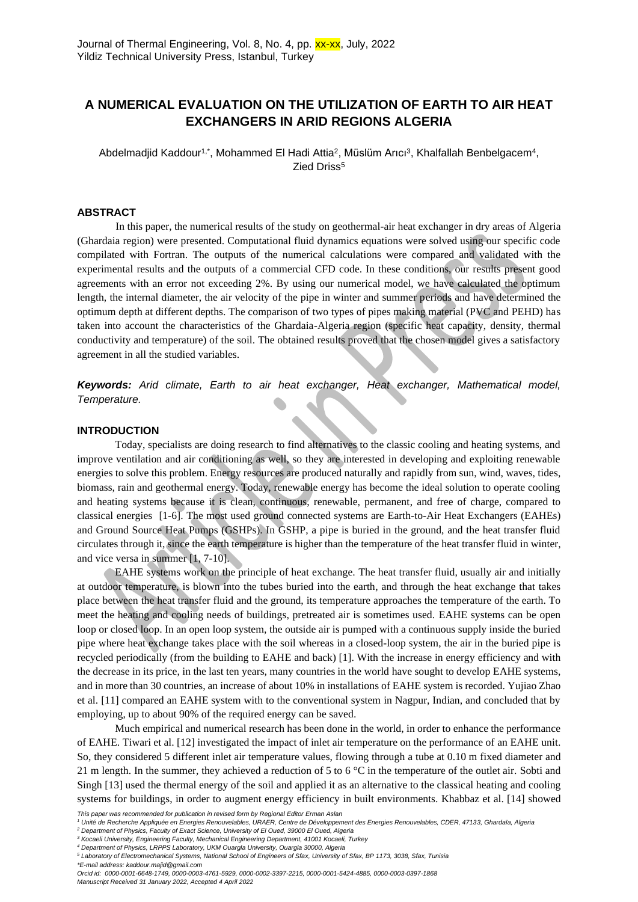# A NUMERICAL EVALUATION ON THE UTILIZATION OF EARTH TO AIR HEAT EXCHANGERS IN ARID REGIONS ALGERIA

Abdelmadjid Kaddour[1,*], Mohammed El Hadi Attia[2], Müslüm Arıcı[3], Khalfallah Benbelgacem[4], Zied Driss[5]

## ABSTRACT

In this paper, the numerical results of the study on geothermal-air heat exchanger in dry areas of Algeria (Ghardaia region) were presented. Computational fluid dynamics equations were solved using our specific code compilated with Fortran. The outputs of the numerical calculations were compared and validated with the experimental results and the outputs of a commercial CFD code. In these conditions, our results present good agreements with an error not exceeding 2%. By using our numerical model, we have calculated the optimum length, the internal diameter, the air velocity of the pipe in winter and summer periods and have determined the optimum depth at different depths. The comparison of two types of pipes making material (PVC and PEHD) has taken into account the characteristics of the Ghardaia-Algeria region (specific heat capacity, density, thermal conductivity and temperature) of the soil. The obtained results proved that the chosen model gives a satisfactory agreement in all the studied variables.

***Keywords:*** *Arid climate, Earth to air heat exchanger, Heat exchanger, Mathematical model, Temperature.*

## INTRODUCTION

Today, specialists are doing research to find alternatives to the classic cooling and heating systems, and improve ventilation and air conditioning as well, so they are interested in developing and exploiting renewable energies to solve this problem. Energy resources are produced naturally and rapidly from sun, wind, waves, tides, biomass, rain and geothermal energy. Today, renewable energy has become the ideal solution to operate cooling and heating systems because it is clean, continuous, renewable, permanent, and free of charge, compared to classical energies [1-6]. The most used ground connected systems are Earth-to-Air Heat Exchangers (EAHEs) and Ground Source Heat Pumps (GSHPs). In GSHP, a pipe is buried in the ground, and the heat transfer fluid circulates through it, since the earth temperature is higher than the temperature of the heat transfer fluid in winter, and vice versa in summer [1, 7-10].

EAHE systems work on the principle of heat exchange. The heat transfer fluid, usually air and initially at outdoor temperature, is blown into the tubes buried into the earth, and through the heat exchange that takes place between the heat transfer fluid and the ground, its temperature approaches the temperature of the earth. To meet the heating and cooling needs of buildings, pretreated air is sometimes used. EAHE systems can be open loop or closed loop. In an open loop system, the outside air is pumped with a continuous supply inside the buried pipe where heat exchange takes place with the soil whereas in a closed-loop system, the air in the buried pipe is recycled periodically (from the building to EAHE and back) [1]. With the increase in energy efficiency and with the decrease in its price, in the last ten years, many countries in the world have sought to develop EAHE systems, and in more than 30 countries, an increase of about 10% in installations of EAHE system is recorded. Yujiao Zhao et al. [11] compared an EAHE system with to the conventional system in Nagpur, Indian, and concluded that by employing, up to about 90% of the required energy can be saved.

Much empirical and numerical research has been done in the world, in order to enhance the performance of EAHE. Tiwari et al. [12] investigated the impact of inlet air temperature on the performance of an EAHE unit. So, they considered 5 different inlet air temperature values, flowing through a tube at 0.10 m fixed diameter and 21 m length. In the summer, they achieved a reduction of 5 to 6 °C in the temperature of the outlet air. Sobti and Singh [13] used the thermal energy of the soil and applied it as an alternative to the classical heating and cooling systems for buildings, in order to augment energy efficiency in built environments. Khabbaz et al. [14] showed

*This paper was recommended for publication in revised form by Regional Editor Erman Aslan*

[1] *Unité de Recherche Appliquée en Energies Renouvelables, URAER, Centre de Développement des Energies Renouvelables, CDER, 47133, Ghardaïa, Algeria*

[2] *Department of Physics, Faculty of Exact Science, University of El Oued, 39000 El Oued, Algeria*

[3] *Kocaeli University, Engineering Faculty, Mechanical Engineering Department, 41001 Kocaeli, Turkey*

[4] *Department of Physics, LRPPS Laboratory, UKM Ouargla University, Ouargla 30000, Algeria*

[5] *Laboratory of Electromechanical Systems, National School of Engineers of Sfax, University of Sfax, BP 1173, 3038, Sfax, Tunisia*

*\*E-mail address: kaddour.majid@gmail.com*

*Orcid id: 0000-0001-6648-1749, 0000-0003-4761-5929, 0000-0002-3397-2215, 0000-0001-5424-4885, 0000-0003-0397-1868*

*Manuscript Received 31 January 2022, Accepted 4 April 2022*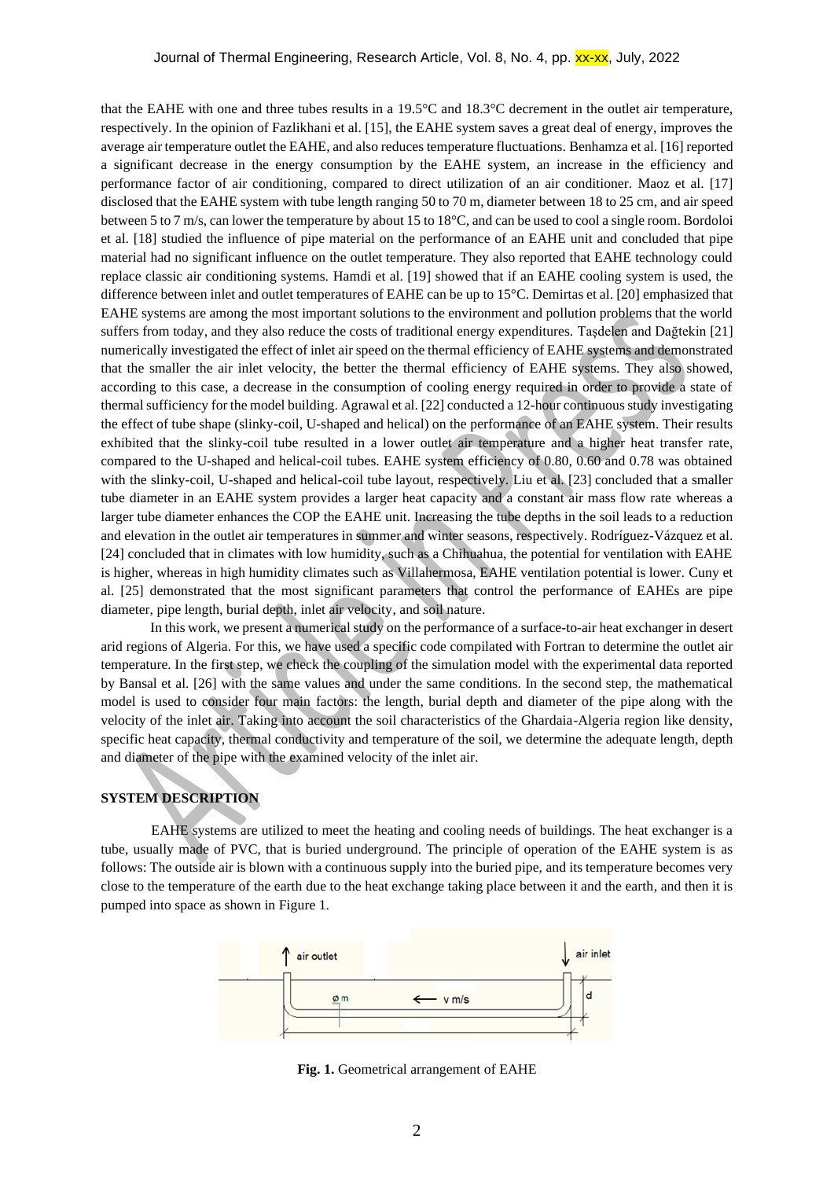that the EAHE with one and three tubes results in a 19.5°C and 18.3°C decrement in the outlet air temperature, respectively. In the opinion of Fazlikhani et al. [15], the EAHE system saves a great deal of energy, improves the average air temperature outlet the EAHE, and also reduces temperature fluctuations. Benhamza et al. [16] reported a significant decrease in the energy consumption by the EAHE system, an increase in the efficiency and performance factor of air conditioning, compared to direct utilization of an air conditioner. Maoz et al. [17] disclosed that the EAHE system with tube length ranging 50 to 70 m, diameter between 18 to 25 cm, and air speed between 5 to 7 m/s, can lower the temperature by about 15 to 18°C, and can be used to cool a single room. Bordoloi et al. [18] studied the influence of pipe material on the performance of an EAHE unit and concluded that pipe material had no significant influence on the outlet temperature. They also reported that EAHE technology could replace classic air conditioning systems. Hamdi et al. [19] showed that if an EAHE cooling system is used, the difference between inlet and outlet temperatures of EAHE can be up to 15°C. Demirtas et al. [20] emphasized that EAHE systems are among the most important solutions to the environment and pollution problems that the world suffers from today, and they also reduce the costs of traditional energy expenditures. Taşdelen and Dağtekin [21] numerically investigated the effect of inlet air speed on the thermal efficiency of EAHE systems and demonstrated that the smaller the air inlet velocity, the better the thermal efficiency of EAHE systems. They also showed, according to this case, a decrease in the consumption of cooling energy required in order to provide a state of thermal sufficiency for the model building. Agrawal et al. [22] conducted a 12-hour continuous study investigating the effect of tube shape (slinky-coil, U-shaped and helical) on the performance of an EAHE system. Their results exhibited that the slinky-coil tube resulted in a lower outlet air temperature and a higher heat transfer rate, compared to the U-shaped and helical-coil tubes. EAHE system efficiency of 0.80, 0.60 and 0.78 was obtained with the slinky-coil, U-shaped and helical-coil tube layout, respectively. Liu et al. [23] concluded that a smaller tube diameter in an EAHE system provides a larger heat capacity and a constant air mass flow rate whereas a larger tube diameter enhances the COP the EAHE unit. Increasing the tube depths in the soil leads to a reduction and elevation in the outlet air temperatures in summer and winter seasons, respectively. Rodríguez-Vázquez et al. [24] concluded that in climates with low humidity, such as a Chihuahua, the potential for ventilation with EAHE is higher, whereas in high humidity climates such as Villahermosa, EAHE ventilation potential is lower. Cuny et al. [25] demonstrated that the most significant parameters that control the performance of EAHEs are pipe diameter, pipe length, burial depth, inlet air velocity, and soil nature.

In this work, we present a numerical study on the performance of a surface-to-air heat exchanger in desert arid regions of Algeria. For this, we have used a specific code compilated with Fortran to determine the outlet air temperature. In the first step, we check the coupling of the simulation model with the experimental data reported by Bansal et al. [26] with the same values and under the same conditions. In the second step, the mathematical model is used to consider four main factors: the length, burial depth and diameter of the pipe along with the velocity of the inlet air. Taking into account the soil characteristics of the Ghardaia-Algeria region like density, specific heat capacity, thermal conductivity and temperature of the soil, we determine the adequate length, depth and diameter of the pipe with the examined velocity of the inlet air.

## SYSTEM DESCRIPTION

EAHE systems are utilized to meet the heating and cooling needs of buildings. The heat exchanger is a tube, usually made of PVC, that is buried underground. The principle of operation of the EAHE system is as follows: The outside air is blown with a continuous supply into the buried pipe, and its temperature becomes very close to the temperature of the earth due to the heat exchange taking place between it and the earth, and then it is pumped into space as shown in Figure 1.

**Fig. 1.** Geometrical arrangement of EAHE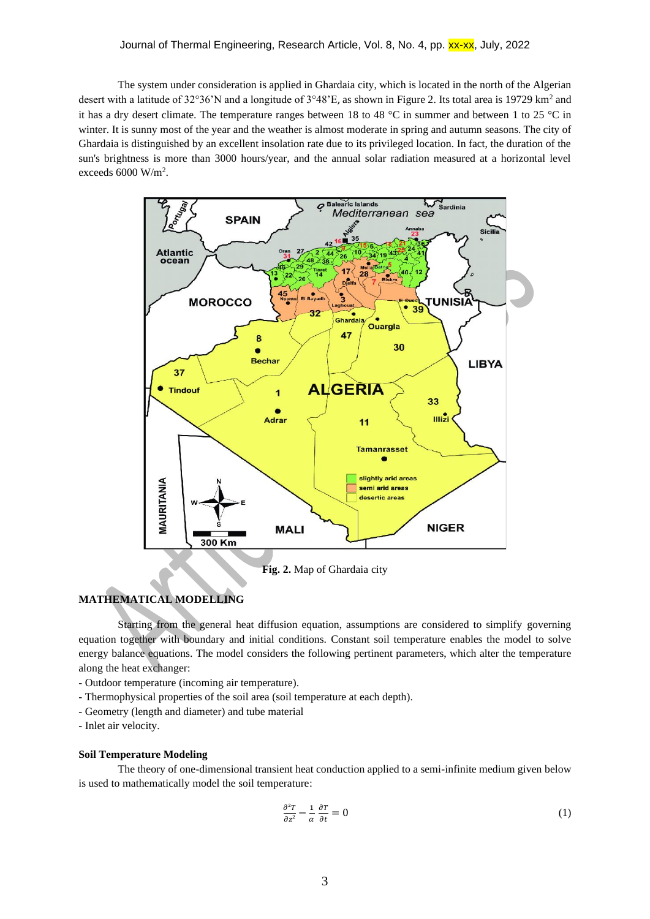The system under consideration is applied in Ghardaia city, which is located in the north of the Algerian desert with a latitude of 32°36'N and a longitude of 3°48'E, as shown in Figure 2. Its total area is 19729 km$^2$ and it has a dry desert climate. The temperature ranges between 18 to 48 °C in summer and between 1 to 25 °C in winter. It is sunny most of the year and the weather is almost moderate in spring and autumn seasons. The city of Ghardaia is distinguished by an excellent insolation rate due to its privileged location. In fact, the duration of the sun's brightness is more than 3000 hours/year, and the annual solar radiation measured at a horizontal level exceeds 6000 W/m$^2$.

**Fig. 2.** Map of Ghardaia city

## MATHEMATICAL MODELLING

Starting from the general heat diffusion equation, assumptions are considered to simplify governing equation together with boundary and initial conditions. Constant soil temperature enables the model to solve energy balance equations. The model considers the following pertinent parameters, which alter the temperature along the heat exchanger:

- Outdoor temperature (incoming air temperature).
- Thermophysical properties of the soil area (soil temperature at each depth).
- Geometry (length and diameter) and tube material
- Inlet air velocity.

### Soil Temperature Modeling

The theory of one-dimensional transient heat conduction applied to a semi-infinite medium given below is used to mathematically model the soil temperature:

$$\frac{\partial^2 T}{\partial z^2} - \frac{1}{\alpha}\frac{\partial T}{\partial t} = 0 \tag{1}$$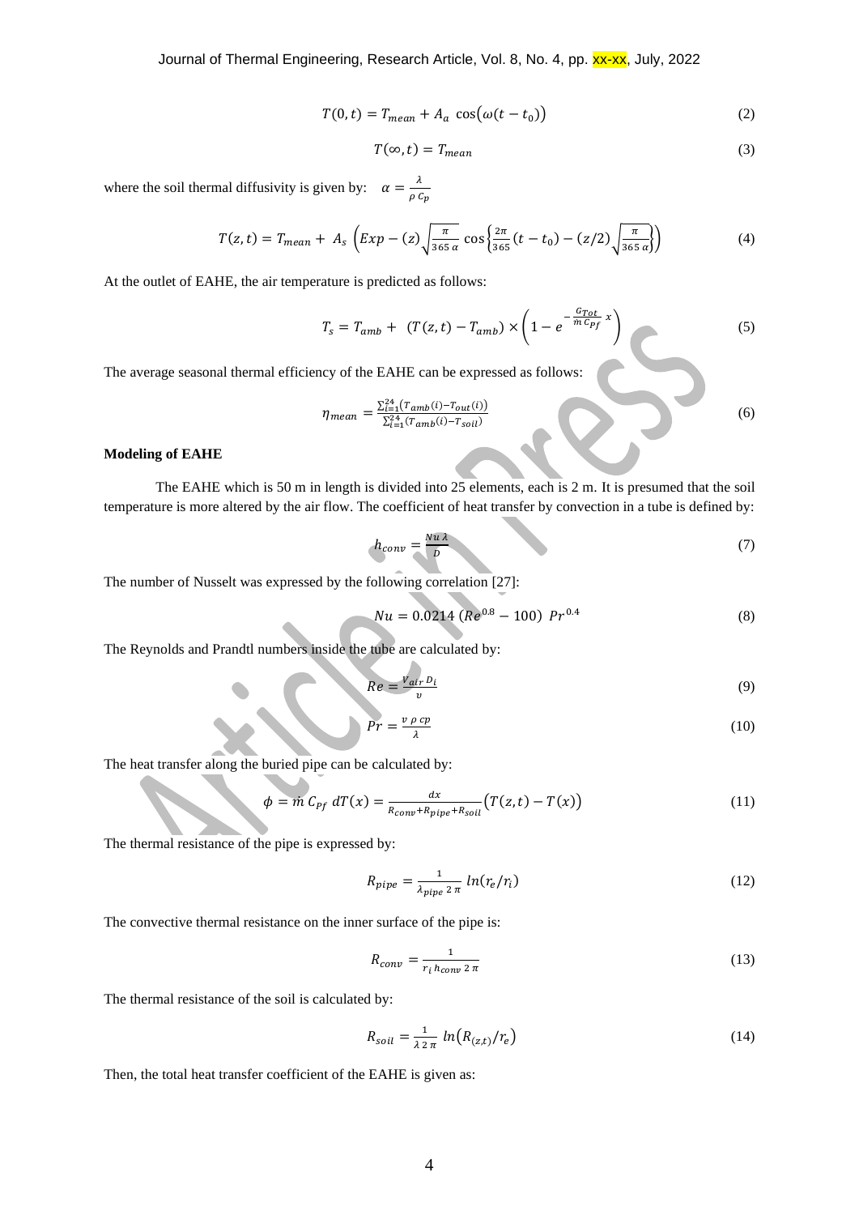$$T(0, t) = T_{mean} + A_a \cos(\omega(t - t_0)) \tag{2}$$

$$T(\infty, t) = T_{mean} \tag{3}$$

where the soil thermal diffusivity is given by: $\alpha = \frac{\lambda}{\rho \, C_p}$

$$T(z, t) = T_{mean} + A_s \left( Exp - (z) \sqrt{\frac{\pi}{365 \, \alpha}} \cos\left\{ \frac{2\pi}{365}(t - t_0) - (z/2)\sqrt{\frac{\pi}{365 \, \alpha}} \right\} \right) \tag{4}$$

At the outlet of EAHE, the air temperature is predicted as follows:

$$T_s = T_{amb} + (T(z, t) - T_{amb}) \times \left( 1 - e^{-\frac{G_{Tot}}{\dot{m} \, C_{Pf}} x} \right) \tag{5}$$

The average seasonal thermal efficiency of the EAHE can be expressed as follows:

$$\eta_{mean} = \frac{\sum_{i=1}^{24}(T_{amb}(i) - T_{out}(i))}{\sum_{i=1}^{24}(T_{amb}(i) - T_{soil})} \tag{6}$$

**Modeling of EAHE**

The EAHE which is 50 m in length is divided into 25 elements, each is 2 m. It is presumed that the soil temperature is more altered by the air flow. The coefficient of heat transfer by convection in a tube is defined by:

$$h_{conv} = \frac{Nu \, \lambda}{D} \tag{7}$$

The number of Nusselt was expressed by the following correlation [27]:

$$Nu = 0.0214 \, (Re^{0.8} - 100) \; Pr^{0.4} \tag{8}$$

The Reynolds and Prandtl numbers inside the tube are calculated by:

$$Re = \frac{V_{air} \, D_i}{\upsilon} \tag{9}$$

$$Pr = \frac{\upsilon \, \rho \, cp}{\lambda} \tag{10}$$

The heat transfer along the buried pipe can be calculated by:

$$\phi = \dot{m} \, C_{Pf} \; dT(x) = \frac{dx}{R_{conv} + R_{pipe} + R_{soil}} \big( T(z, t) - T(x) \big) \tag{11}$$

The thermal resistance of the pipe is expressed by:

$$R_{pipe} = \frac{1}{\lambda_{pipe} \, 2 \, \pi} \, ln(r_e / r_i) \tag{12}$$

The convective thermal resistance on the inner surface of the pipe is:

$$R_{conv} = \frac{1}{r_i \, h_{conv} \, 2 \, \pi} \tag{13}$$

The thermal resistance of the soil is calculated by:

$$R_{soil} = \frac{1}{\lambda \, 2 \, \pi} \, ln\big( R_{(z,t)} / r_e \big) \tag{14}$$

Then, the total heat transfer coefficient of the EAHE is given as: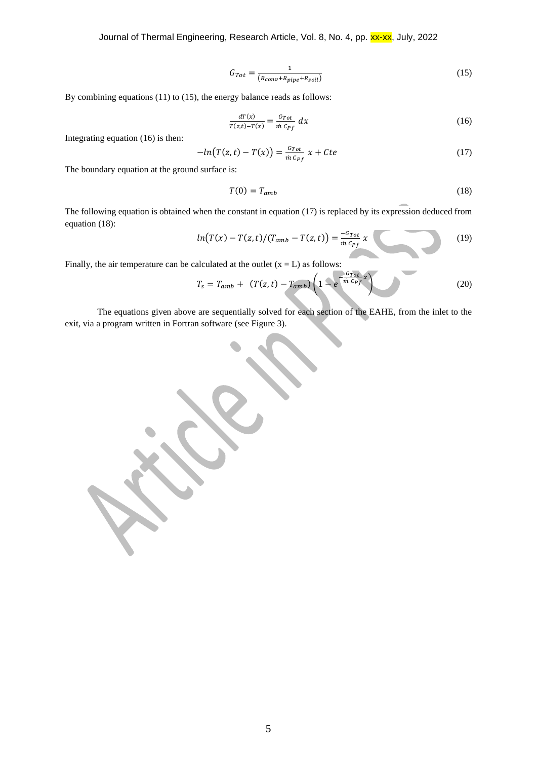$$G_{Tot} = \frac{1}{(R_{conv} + R_{pipe} + R_{soil})} \tag{15}$$

By combining equations (11) to (15), the energy balance reads as follows:

$$\frac{dT(x)}{T(z,t) - T(x)} = \frac{G_{Tot}}{\dot{m}\, C_{Pf}}\, dx \tag{16}$$

Integrating equation (16) is then:

$$-ln\big(T(z,t) - T(x)\big) = \frac{G_{Tot}}{\dot{m}\, C_{Pf}}\, x + Cte \tag{17}$$

The boundary equation at the ground surface is:

$$T(0) = T_{amb} \tag{18}$$

The following equation is obtained when the constant in equation (17) is replaced by its expression deduced from equation (18):

$$ln\big(T(x) - T(z,t)/(T_{amb} - T(z,t)\big) = \frac{-G_{Tot}}{\dot{m}\, C_{Pf}}\, x \tag{19}$$

Finally, the air temperature can be calculated at the outlet (x = L) as follows:

$$T_s = T_{amb} + \big(T(z,t) - T_{amb}\big)\left(1 - e^{-\frac{G_{Tot}}{\dot{m}\, C_{Pf}} x}\right) \tag{20}$$

The equations given above are sequentially solved for each section of the EAHE, from the inlet to the exit, via a program written in Fortran software (see Figure 3).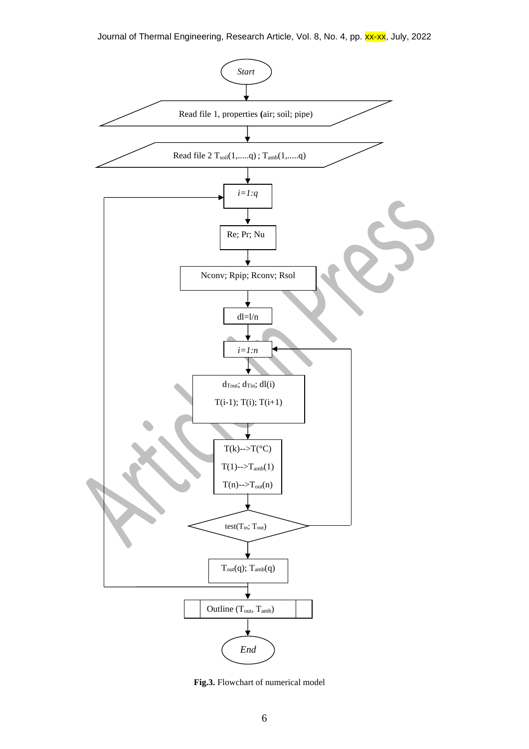Start

Read file 1, properties (air; soil; pipe)

Read file 2 $T_{soil}(1,.....q)$ ; $T_{amb}(1,.....q)$

*i=1:q*

Re; Pr; Nu

Nconv; Rpip; Rconv; Rsol

dl=l/n

*i=1:n*

$d_{Tout}$; $d_{Tin}$; dl(i)

T(i-1); T(i); T(i+1)

T(k)-->T(°C)

T(1)-->$T_{amb}(1)$

T(n)-->$T_{out}(n)$

test($T_{in}$; $T_{out}$)

$T_{out}(q)$; $T_{amb}(q)$

Outline ($T_{out}$, $T_{amb}$)

End

**Fig.3.** Flowchart of numerical model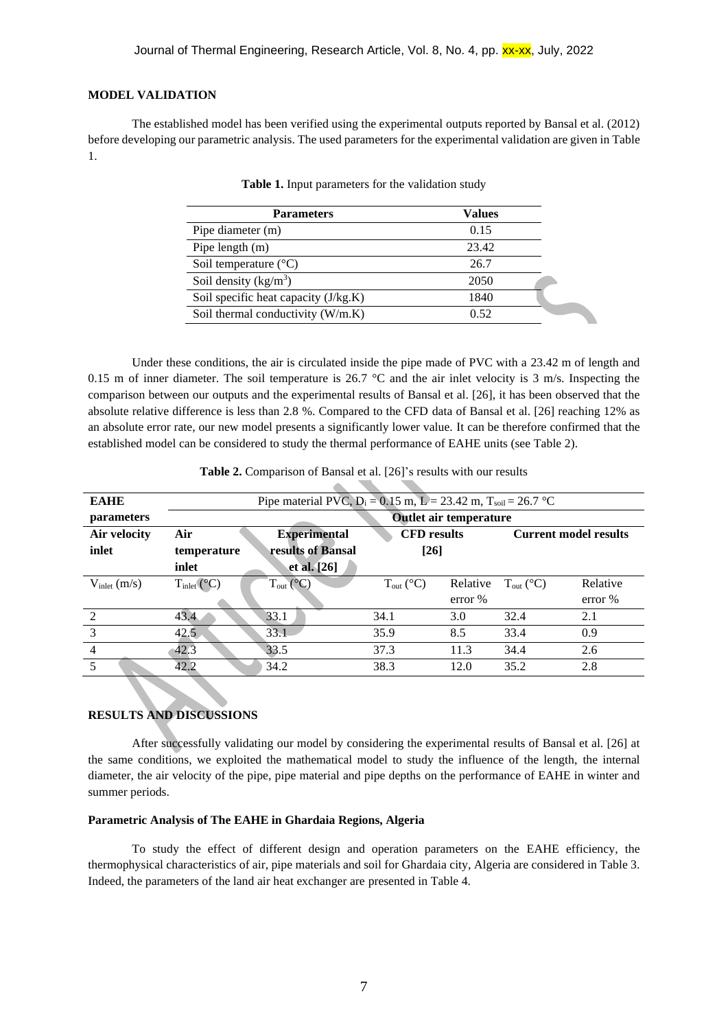## MODEL VALIDATION

The established model has been verified using the experimental outputs reported by Bansal et al. (2012) before developing our parametric analysis. The used parameters for the experimental validation are given in Table 1.

**Table 1.** Input parameters for the validation study

| Parameters | Values |
|---|---|
| Pipe diameter (m) | 0.15 |
| Pipe length (m) | 23.42 |
| Soil temperature (°C) | 26.7 |
| Soil density (kg/m$^3$) | 2050 |
| Soil specific heat capacity (J/kg.K) | 1840 |
| Soil thermal conductivity (W/m.K) | 0.52 |

Under these conditions, the air is circulated inside the pipe made of PVC with a 23.42 m of length and 0.15 m of inner diameter. The soil temperature is 26.7 °C and the air inlet velocity is 3 m/s. Inspecting the comparison between our outputs and the experimental results of Bansal et al. [26], it has been observed that the absolute relative difference is less than 2.8 %. Compared to the CFD data of Bansal et al. [26] reaching 12% as an absolute error rate, our new model presents a significantly lower value. It can be therefore confirmed that the established model can be considered to study the thermal performance of EAHE units (see Table 2).

**Table 2.** Comparison of Bansal et al. [26]'s results with our results

| EAHE parameters | Pipe material PVC, $D_i$ = 0.15 m, L = 23.42 m, $T_{soil}$ = 26.7 °C | | | | | |
|---|---|---|---|---|---|---|
| | Outlet air temperature | | | | | |
| **Air velocity inlet** | **Air temperature inlet** | **Experimental results of Bansal et al. [26]** | **CFD results [26]** | | **Current model results** | |
| $V_{inlet}$ (m/s) | $T_{inlet}$ (°C) | $T_{out}$ (°C) | $T_{out}$ (°C) | Relative error % | $T_{out}$ (°C) | Relative error % |
| 2 | 43.4 | 33.1 | 34.1 | 3.0 | 32.4 | 2.1 |
| 3 | 42.5 | 33.1 | 35.9 | 8.5 | 33.4 | 0.9 |
| 4 | 42.3 | 33.5 | 37.3 | 11.3 | 34.4 | 2.6 |
| 5 | 42.2 | 34.2 | 38.3 | 12.0 | 35.2 | 2.8 |

## RESULTS AND DISCUSSIONS

After successfully validating our model by considering the experimental results of Bansal et al. [26] at the same conditions, we exploited the mathematical model to study the influence of the length, the internal diameter, the air velocity of the pipe, pipe material and pipe depths on the performance of EAHE in winter and summer periods.

### Parametric Analysis of The EAHE in Ghardaia Regions, Algeria

To study the effect of different design and operation parameters on the EAHE efficiency, the thermophysical characteristics of air, pipe materials and soil for Ghardaia city, Algeria are considered in Table 3. Indeed, the parameters of the land air heat exchanger are presented in Table 4.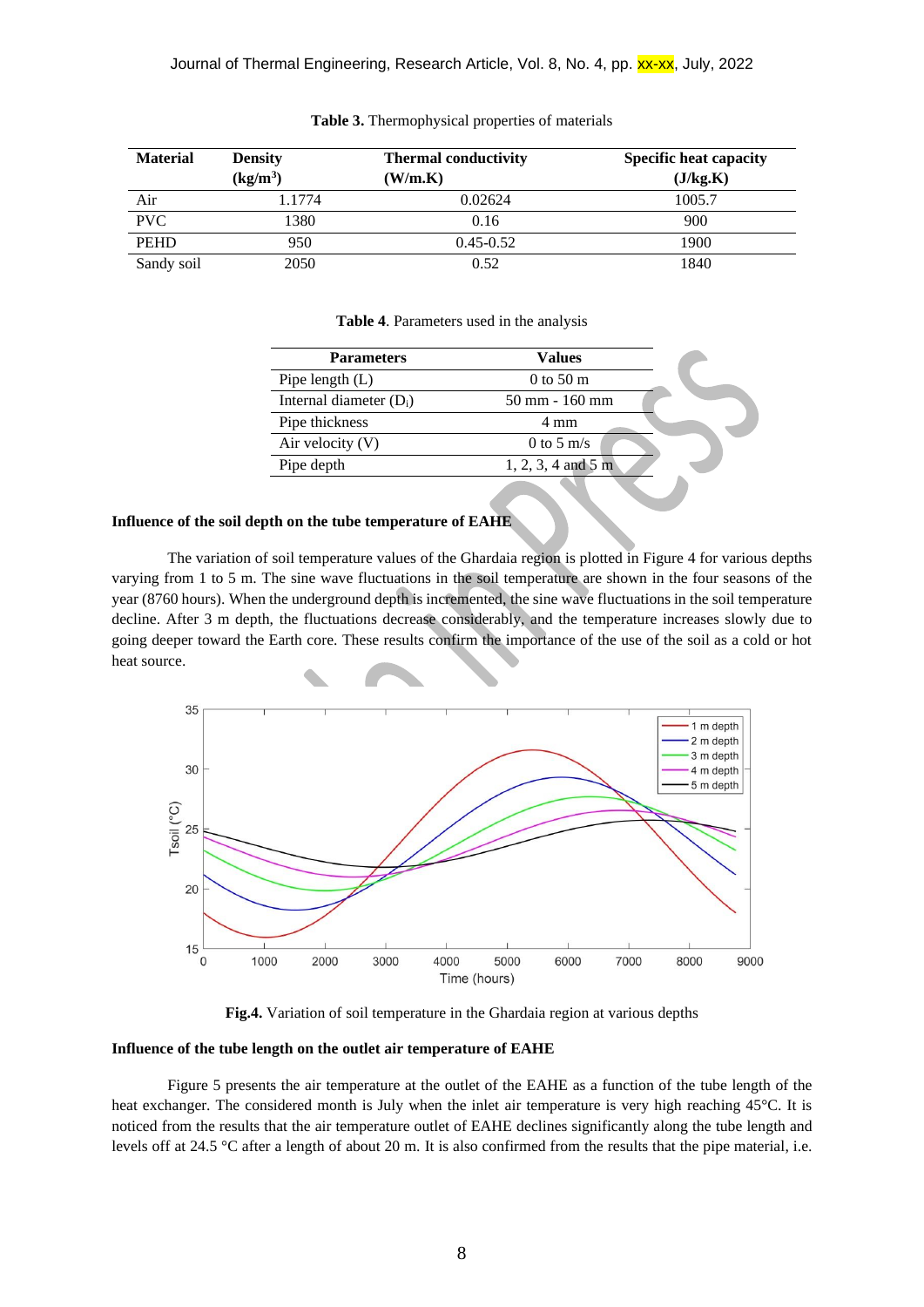**Table 3.** Thermophysical properties of materials

| Material | Density ($kg/m^3$) | Thermal conductivity (W/m.K) | Specific heat capacity (J/kg.K) |
|---|---|---|---|
| Air | 1.1774 | 0.02624 | 1005.7 |
| PVC | 1380 | 0.16 | 900 |
| PEHD | 950 | 0.45-0.52 | 1900 |
| Sandy soil | 2050 | 0.52 | 1840 |

**Table 4**. Parameters used in the analysis

| Parameters | Values |
|---|---|
| Pipe length (L) | 0 to 50 m |
| Internal diameter ($D_i$) | 50 mm - 160 mm |
| Pipe thickness | 4 mm |
| Air velocity (V) | 0 to 5 m/s |
| Pipe depth | 1, 2, 3, 4 and 5 m |

**Influence of the soil depth on the tube temperature of EAHE**

The variation of soil temperature values of the Ghardaia region is plotted in Figure 4 for various depths varying from 1 to 5 m. The sine wave fluctuations in the soil temperature are shown in the four seasons of the year (8760 hours). When the underground depth is incremented, the sine wave fluctuations in the soil temperature decline. After 3 m depth, the fluctuations decrease considerably, and the temperature increases slowly due to going deeper toward the Earth core. These results confirm the importance of the use of the soil as a cold or hot heat source.

**Fig.4.** Variation of soil temperature in the Ghardaia region at various depths

**Influence of the tube length on the outlet air temperature of EAHE**

Figure 5 presents the air temperature at the outlet of the EAHE as a function of the tube length of the heat exchanger. The considered month is July when the inlet air temperature is very high reaching 45°C. It is noticed from the results that the air temperature outlet of EAHE declines significantly along the tube length and levels off at 24.5 °C after a length of about 20 m. It is also confirmed from the results that the pipe material, i.e.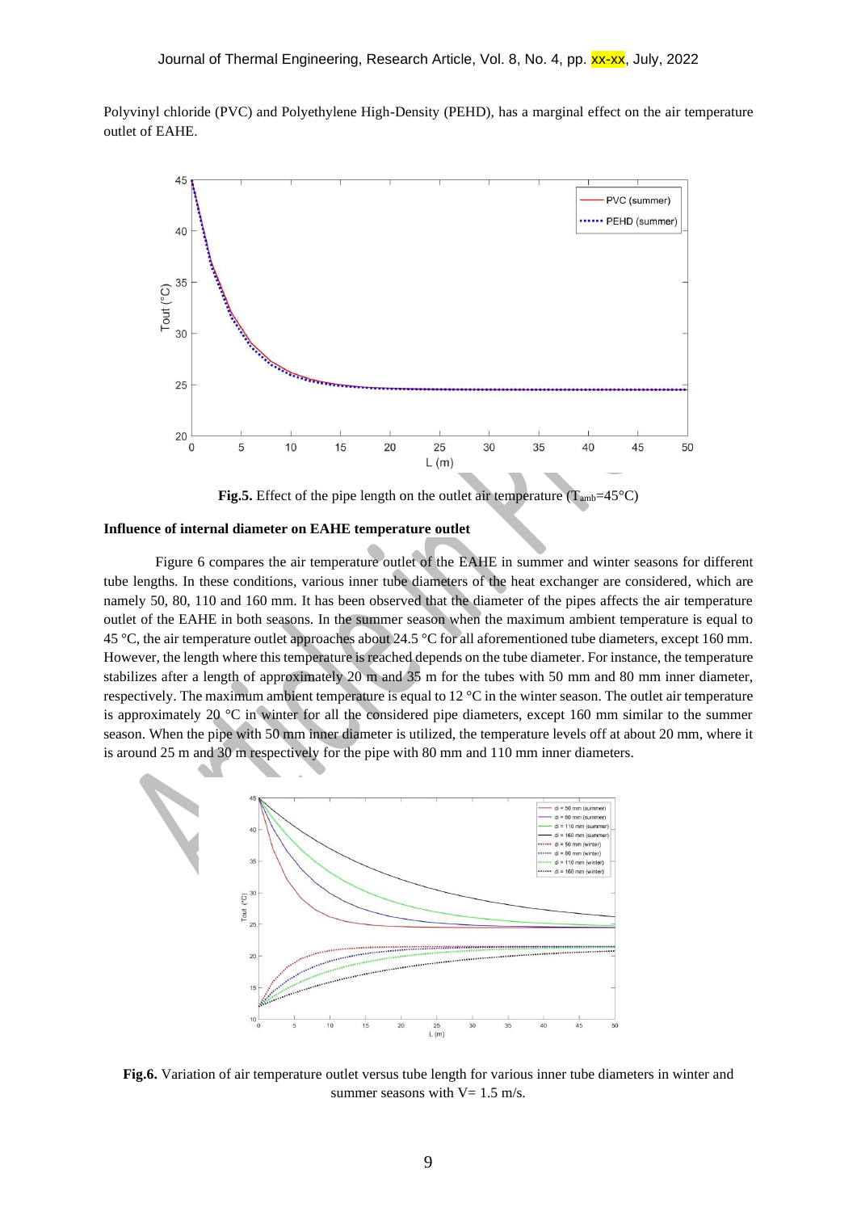Polyvinyl chloride (PVC) and Polyethylene High-Density (PEHD), has a marginal effect on the air temperature outlet of EAHE.

**Fig.5.** Effect of the pipe length on the outlet air temperature ($T_{amb}$=45°C)

**Influence of internal diameter on EAHE temperature outlet**

Figure 6 compares the air temperature outlet of the EAHE in summer and winter seasons for different tube lengths. In these conditions, various inner tube diameters of the heat exchanger are considered, which are namely 50, 80, 110 and 160 mm. It has been observed that the diameter of the pipes affects the air temperature outlet of the EAHE in both seasons. In the summer season when the maximum ambient temperature is equal to 45 °C, the air temperature outlet approaches about 24.5 °C for all aforementioned tube diameters, except 160 mm. However, the length where this temperature is reached depends on the tube diameter. For instance, the temperature stabilizes after a length of approximately 20 m and 35 m for the tubes with 50 mm and 80 mm inner diameter, respectively. The maximum ambient temperature is equal to 12 °C in the winter season. The outlet air temperature is approximately 20 °C in winter for all the considered pipe diameters, except 160 mm similar to the summer season. When the pipe with 50 mm inner diameter is utilized, the temperature levels off at about 20 mm, where it is around 25 m and 30 m respectively for the pipe with 80 mm and 110 mm inner diameters.

**Fig.6.** Variation of air temperature outlet versus tube length for various inner tube diameters in winter and summer seasons with V= 1.5 m/s.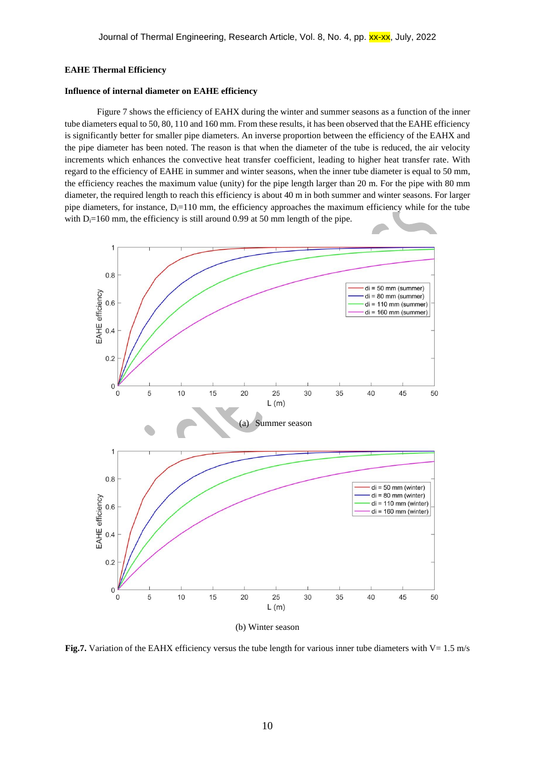### EAHE Thermal Efficiency

#### Influence of internal diameter on EAHE efficiency

Figure 7 shows the efficiency of EAHX during the winter and summer seasons as a function of the inner tube diameters equal to 50, 80, 110 and 160 mm. From these results, it has been observed that the EAHE efficiency is significantly better for smaller pipe diameters. An inverse proportion between the efficiency of the EAHX and the pipe diameter has been noted. The reason is that when the diameter of the tube is reduced, the air velocity increments which enhances the convective heat transfer coefficient, leading to higher heat transfer rate. With regard to the efficiency of EAHE in summer and winter seasons, when the inner tube diameter is equal to 50 mm, the efficiency reaches the maximum value (unity) for the pipe length larger than 20 m. For the pipe with 80 mm diameter, the required length to reach this efficiency is about 40 m in both summer and winter seasons. For larger pipe diameters, for instance, $D_i$=110 mm, the efficiency approaches the maximum efficiency while for the tube with $D_i$=160 mm, the efficiency is still around 0.99 at 50 mm length of the pipe.

(a) Summer season

(b) Winter season

**Fig.7.** Variation of the EAHX efficiency versus the tube length for various inner tube diameters with V= 1.5 m/s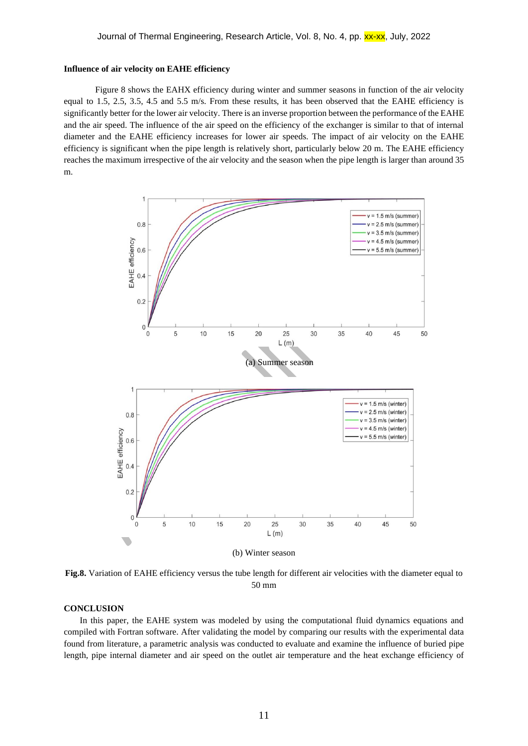### Influence of air velocity on EAHE efficiency

Figure 8 shows the EAHX efficiency during winter and summer seasons in function of the air velocity equal to 1.5, 2.5, 3.5, 4.5 and 5.5 m/s. From these results, it has been observed that the EAHE efficiency is significantly better for the lower air velocity. There is an inverse proportion between the performance of the EAHE and the air speed. The influence of the air speed on the efficiency of the exchanger is similar to that of internal diameter and the EAHE efficiency increases for lower air speeds. The impact of air velocity on the EAHE efficiency is significant when the pipe length is relatively short, particularly below 20 m. The EAHE efficiency reaches the maximum irrespective of the air velocity and the season when the pipe length is larger than around 35 m.

(a) Summer season

(b) Winter season

**Fig.8.** Variation of EAHE efficiency versus the tube length for different air velocities with the diameter equal to 50 mm

## CONCLUSION

In this paper, the EAHE system was modeled by using the computational fluid dynamics equations and compiled with Fortran software. After validating the model by comparing our results with the experimental data found from literature, a parametric analysis was conducted to evaluate and examine the influence of buried pipe length, pipe internal diameter and air speed on the outlet air temperature and the heat exchange efficiency of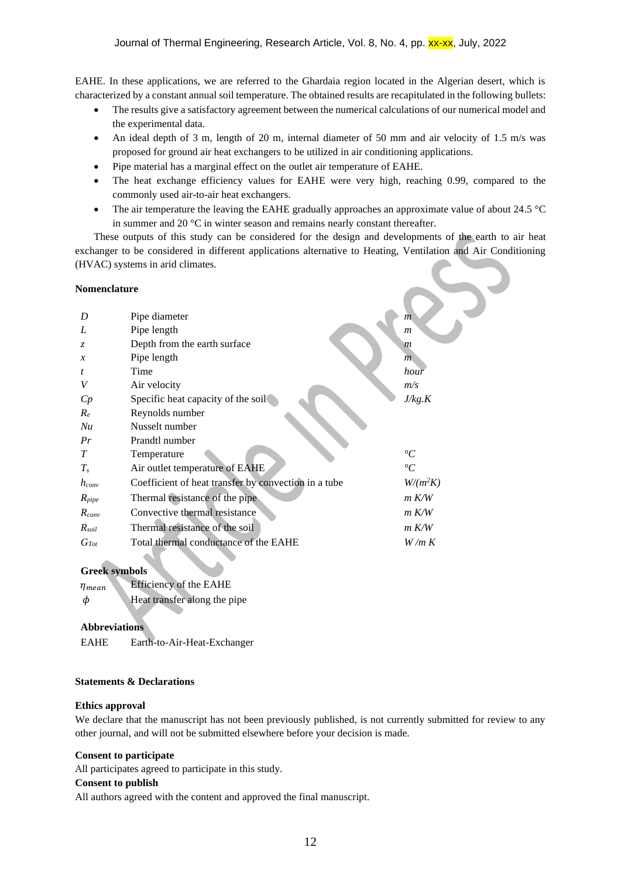EAHE. In these applications, we are referred to the Ghardaia region located in the Algerian desert, which is characterized by a constant annual soil temperature. The obtained results are recapitulated in the following bullets:

- The results give a satisfactory agreement between the numerical calculations of our numerical model and the experimental data.
- An ideal depth of 3 m, length of 20 m, internal diameter of 50 mm and air velocity of 1.5 m/s was proposed for ground air heat exchangers to be utilized in air conditioning applications.
- Pipe material has a marginal effect on the outlet air temperature of EAHE.
- The heat exchange efficiency values for EAHE were very high, reaching 0.99, compared to the commonly used air-to-air heat exchangers.
- The air temperature the leaving the EAHE gradually approaches an approximate value of about 24.5 °C in summer and 20 °C in winter season and remains nearly constant thereafter.

These outputs of this study can be considered for the design and developments of the earth to air heat exchanger to be considered in different applications alternative to Heating, Ventilation and Air Conditioning (HVAC) systems in arid climates.

## Nomenclature

| | | |
|---|---|---|
| $D$ | Pipe diameter | *m* |
| $L$ | Pipe length | *m* |
| $z$ | Depth from the earth surface | *m* |
| $x$ | Pipe length | *m* |
| $t$ | Time | *hour* |
| $V$ | Air velocity | *m/s* |
| $Cp$ | Specific heat capacity of the soil | *J/kg.K* |
| $R_e$ | Reynolds number | |
| $Nu$ | Nusselt number | |
| $Pr$ | Prandtl number | |
| $T$ | Temperature | *°C* |
| $T_s$ | Air outlet temperature of EAHE | *°C* |
| $h_{conv}$ | Coefficient of heat transfer by convection in a tube | $W/(m^2K)$ |
| $R_{pipe}$ | Thermal resistance of the pipe | *m K/W* |
| $R_{conv}$ | Convective thermal resistance | *m K/W* |
| $R_{soil}$ | Thermal resistance of the soil | *m K/W* |
| $G_{Tot}$ | Total thermal conductance of the EAHE | *W /m K* |

### Greek symbols

| | |
|---|---|
| $\eta_{mean}$ | Efficiency of the EAHE |
| $\phi$ | Heat transfer along the pipe |

### Abbreviations

| | |
|---|---|
| EAHE | Earth-to-Air-Heat-Exchanger |

## Statements & Declarations

### Ethics approval

We declare that the manuscript has not been previously published, is not currently submitted for review to any other journal, and will not be submitted elsewhere before your decision is made.

### Consent to participate

All participates agreed to participate in this study.

### Consent to publish

All authors agreed with the content and approved the final manuscript.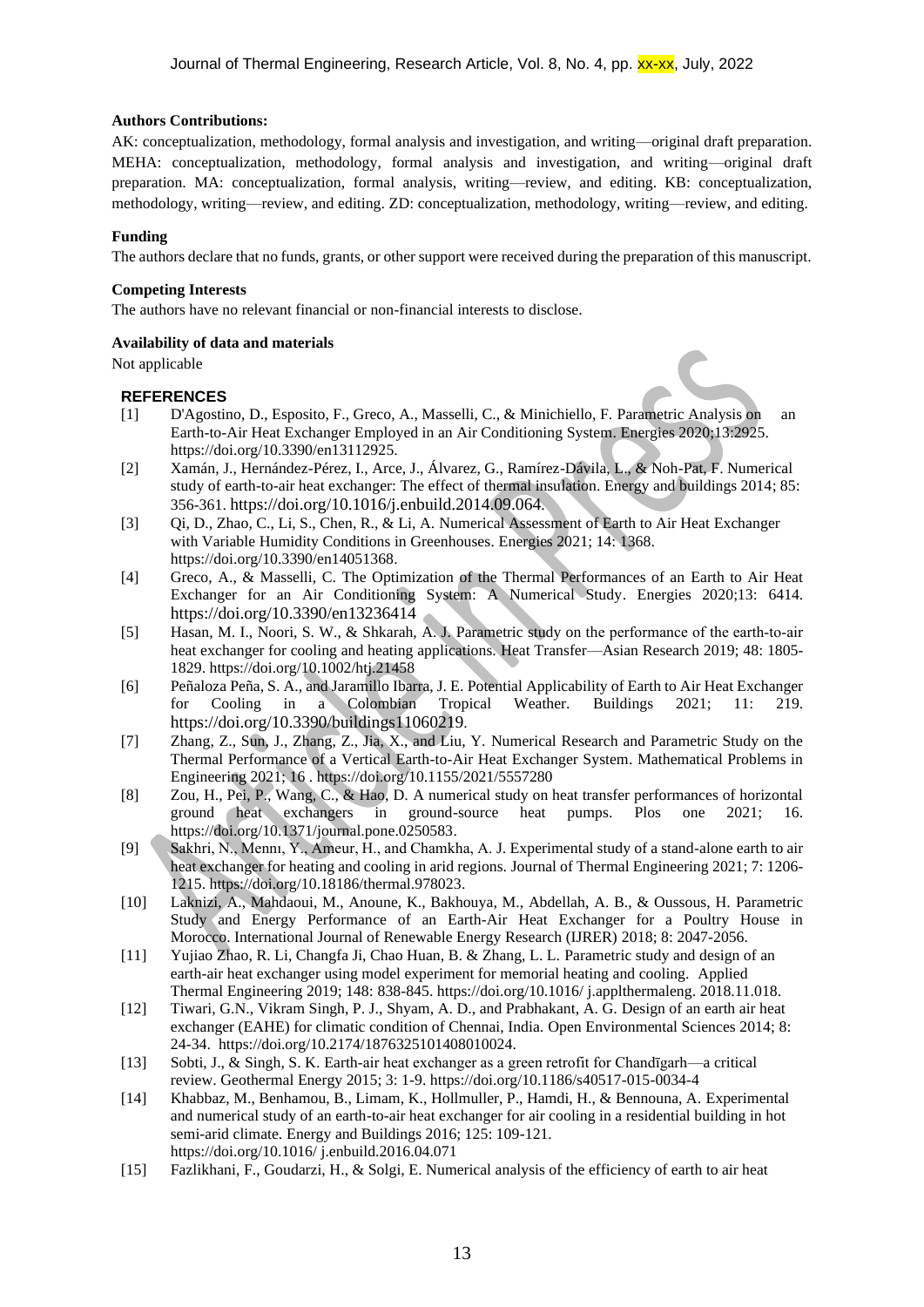**Authors Contributions:**

AK: conceptualization, methodology, formal analysis and investigation, and writing—original draft preparation. MEHA: conceptualization, methodology, formal analysis and investigation, and writing—original draft preparation. MA: conceptualization, formal analysis, writing—review, and editing. KB: conceptualization, methodology, writing—review, and editing. ZD: conceptualization, methodology, writing—review, and editing.

**Funding**

The authors declare that no funds, grants, or other support were received during the preparation of this manuscript.

**Competing Interests**

The authors have no relevant financial or non-financial interests to disclose.

**Availability of data and materials**

Not applicable

## REFERENCES

[1] D'Agostino, D., Esposito, F., Greco, A., Masselli, C., & Minichiello, F. Parametric Analysis on an Earth-to-Air Heat Exchanger Employed in an Air Conditioning System. Energies 2020;13:2925. https://doi.org/10.3390/en13112925.

[2] Xamán, J., Hernández-Pérez, I., Arce, J., Álvarez, G., Ramírez-Dávila, L., & Noh-Pat, F. Numerical study of earth-to-air heat exchanger: The effect of thermal insulation. Energy and buildings 2014; 85: 356-361. https://doi.org/10.1016/j.enbuild.2014.09.064.

[3] Qi, D., Zhao, C., Li, S., Chen, R., & Li, A. Numerical Assessment of Earth to Air Heat Exchanger with Variable Humidity Conditions in Greenhouses. Energies 2021; 14: 1368. https://doi.org/10.3390/en14051368.

[4] Greco, A., & Masselli, C. The Optimization of the Thermal Performances of an Earth to Air Heat Exchanger for an Air Conditioning System: A Numerical Study. Energies 2020;13: 6414. https://doi.org/10.3390/en13236414

[5] Hasan, M. I., Noori, S. W., & Shkarah, A. J. Parametric study on the performance of the earth-to-air heat exchanger for cooling and heating applications. Heat Transfer—Asian Research 2019; 48: 1805-1829. https://doi.org/10.1002/htj.21458

[6] Peñaloza Peña, S. A., and Jaramillo Ibarra, J. E. Potential Applicability of Earth to Air Heat Exchanger for Cooling in a Colombian Tropical Weather. Buildings 2021; 11: 219. https://doi.org/10.3390/buildings11060219.

[7] Zhang, Z., Sun, J., Zhang, Z., Jia, X., and Liu, Y. Numerical Research and Parametric Study on the Thermal Performance of a Vertical Earth-to-Air Heat Exchanger System. Mathematical Problems in Engineering 2021; 16 . https://doi.org/10.1155/2021/5557280

[8] Zou, H., Pei, P., Wang, C., & Hao, D. A numerical study on heat transfer performances of horizontal ground heat exchangers in ground-source heat pumps. Plos one 2021; 16. https://doi.org/10.1371/journal.pone.0250583.

[9] Sakhri, N., Mennı, Y., Ameur, H., and Chamkha, A. J. Experimental study of a stand-alone earth to air heat exchanger for heating and cooling in arid regions. Journal of Thermal Engineering 2021; 7: 1206-1215. https://doi.org/10.18186/thermal.978023.

[10] Laknizi, A., Mahdaoui, M., Anoune, K., Bakhouya, M., Abdellah, A. B., & Oussous, H. Parametric Study and Energy Performance of an Earth-Air Heat Exchanger for a Poultry House in Morocco. International Journal of Renewable Energy Research (IJRER) 2018; 8: 2047-2056.

[11] Yujiao Zhao, R. Li, Changfa Ji, Chao Huan, B. & Zhang, L. L. Parametric study and design of an earth-air heat exchanger using model experiment for memorial heating and cooling. Applied Thermal Engineering 2019; 148: 838-845. https://doi.org/10.1016/ j.applthermaleng. 2018.11.018.

[12] Tiwari, G.N., Vikram Singh, P. J., Shyam, A. D., and Prabhakant, A. G. Design of an earth air heat exchanger (EAHE) for climatic condition of Chennai, India. Open Environmental Sciences 2014; 8: 24-34. https://doi.org/10.2174/1876325101408010024.

[13] Sobti, J., & Singh, S. K. Earth-air heat exchanger as a green retrofit for Chandīgarh—a critical review. Geothermal Energy 2015; 3: 1-9. https://doi.org/10.1186/s40517-015-0034-4

[14] Khabbaz, M., Benhamou, B., Limam, K., Hollmuller, P., Hamdi, H., & Bennouna, A. Experimental and numerical study of an earth-to-air heat exchanger for air cooling in a residential building in hot semi-arid climate. Energy and Buildings 2016; 125: 109-121. https://doi.org/10.1016/ j.enbuild.2016.04.071

[15] Fazlikhani, F., Goudarzi, H., & Solgi, E. Numerical analysis of the efficiency of earth to air heat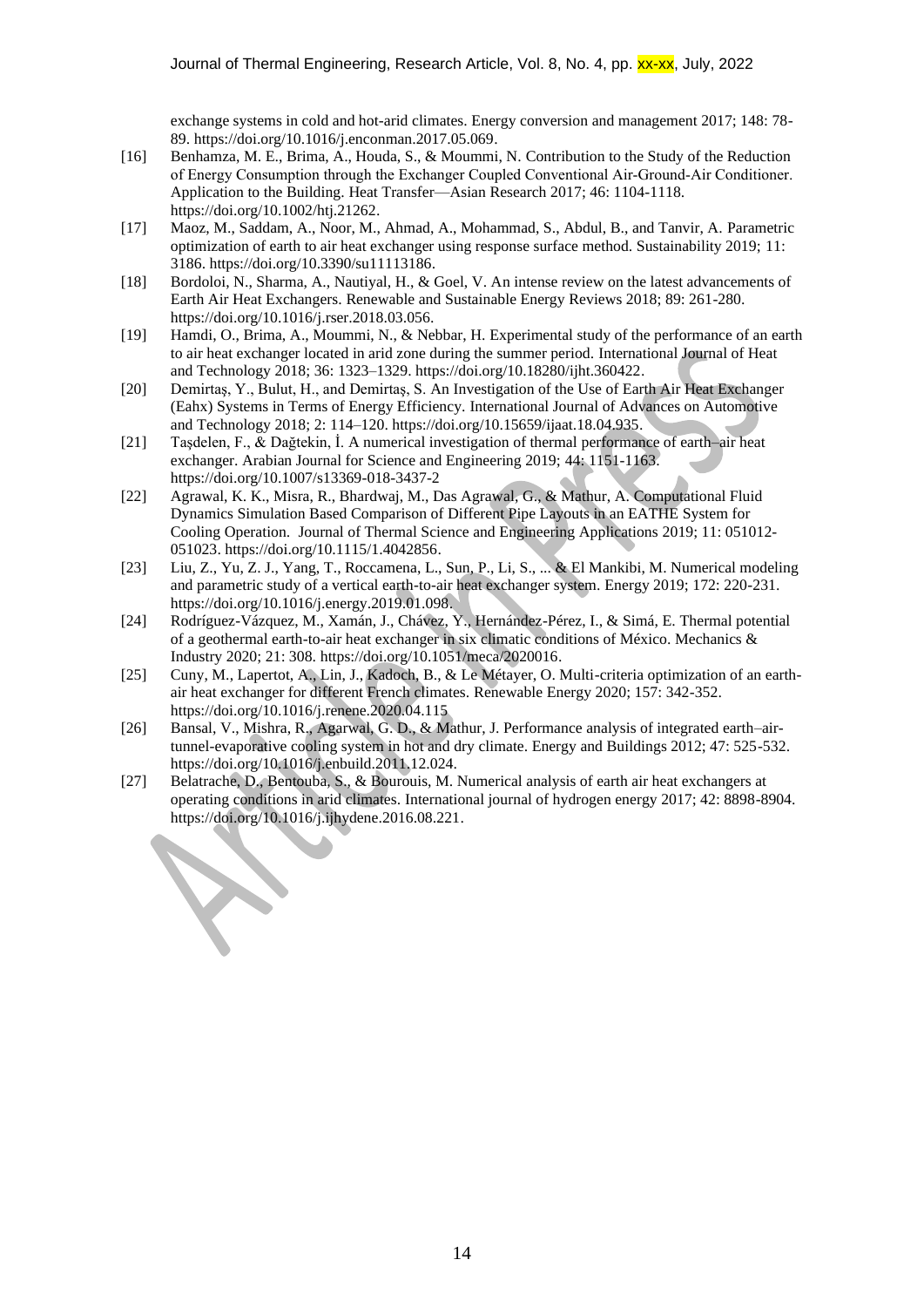exchange systems in cold and hot-arid climates. Energy conversion and management 2017; 148: 78-89. https://doi.org/10.1016/j.enconman.2017.05.069.

[16] Benhamza, M. E., Brima, A., Houda, S., & Moummi, N. Contribution to the Study of the Reduction of Energy Consumption through the Exchanger Coupled Conventional Air-Ground-Air Conditioner. Application to the Building. Heat Transfer—Asian Research 2017; 46: 1104-1118. https://doi.org/10.1002/htj.21262.

[17] Maoz, M., Saddam, A., Noor, M., Ahmad, A., Mohammad, S., Abdul, B., and Tanvir, A. Parametric optimization of earth to air heat exchanger using response surface method. Sustainability 2019; 11: 3186. https://doi.org/10.3390/su11113186.

[18] Bordoloi, N., Sharma, A., Nautiyal, H., & Goel, V. An intense review on the latest advancements of Earth Air Heat Exchangers. Renewable and Sustainable Energy Reviews 2018; 89: 261-280. https://doi.org/10.1016/j.rser.2018.03.056.

[19] Hamdi, O., Brima, A., Moummi, N., & Nebbar, H. Experimental study of the performance of an earth to air heat exchanger located in arid zone during the summer period. International Journal of Heat and Technology 2018; 36: 1323–1329. https://doi.org/10.18280/ijht.360422.

[20] Demirtaş, Y., Bulut, H., and Demirtaş, S. An Investigation of the Use of Earth Air Heat Exchanger (Eahx) Systems in Terms of Energy Efficiency. International Journal of Advances on Automotive and Technology 2018; 2: 114–120. https://doi.org/10.15659/ijaat.18.04.935.

[21] Taşdelen, F., & Dağtekin, İ. A numerical investigation of thermal performance of earth–air heat exchanger. Arabian Journal for Science and Engineering 2019; 44: 1151-1163. https://doi.org/10.1007/s13369-018-3437-2

[22] Agrawal, K. K., Misra, R., Bhardwaj, M., Das Agrawal, G., & Mathur, A. Computational Fluid Dynamics Simulation Based Comparison of Different Pipe Layouts in an EATHE System for Cooling Operation. Journal of Thermal Science and Engineering Applications 2019; 11: 051012-051023. https://doi.org/10.1115/1.4042856.

[23] Liu, Z., Yu, Z. J., Yang, T., Roccamena, L., Sun, P., Li, S., ... & El Mankibi, M. Numerical modeling and parametric study of a vertical earth-to-air heat exchanger system. Energy 2019; 172: 220-231. https://doi.org/10.1016/j.energy.2019.01.098.

[24] Rodríguez-Vázquez, M., Xamán, J., Chávez, Y., Hernández-Pérez, I., & Simá, E. Thermal potential of a geothermal earth-to-air heat exchanger in six climatic conditions of México. Mechanics & Industry 2020; 21: 308. https://doi.org/10.1051/meca/2020016.

[25] Cuny, M., Lapertot, A., Lin, J., Kadoch, B., & Le Métayer, O. Multi-criteria optimization of an earth-air heat exchanger for different French climates. Renewable Energy 2020; 157: 342-352. https://doi.org/10.1016/j.renene.2020.04.115

[26] Bansal, V., Mishra, R., Agarwal, G. D., & Mathur, J. Performance analysis of integrated earth–air-tunnel-evaporative cooling system in hot and dry climate. Energy and Buildings 2012; 47: 525-532. https://doi.org/10.1016/j.enbuild.2011.12.024.

[27] Belatrache, D., Bentouba, S., & Bourouis, M. Numerical analysis of earth air heat exchangers at operating conditions in arid climates. International journal of hydrogen energy 2017; 42: 8898-8904. https://doi.org/10.1016/j.ijhydene.2016.08.221.